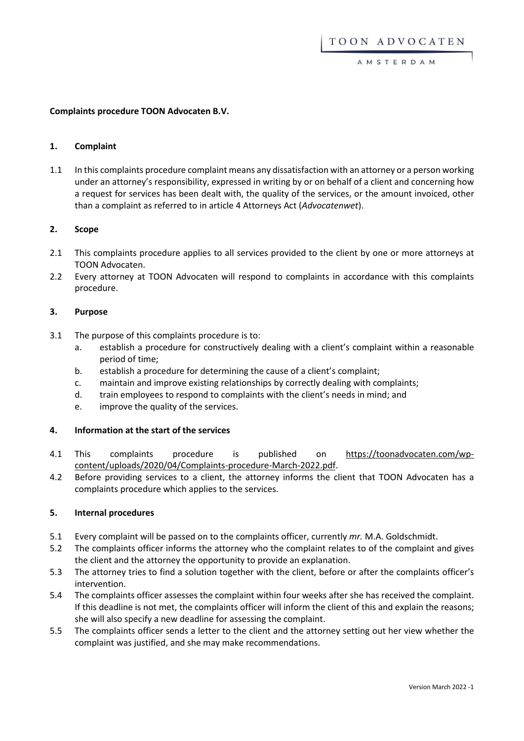**Complaints procedure TOON Advocaten B.V.**

## 1. Complaint

1.1 In this complaints procedure complaint means any dissatisfaction with an attorney or a person working under an attorney's responsibility, expressed in writing by or on behalf of a client and concerning how a request for services has been dealt with, the quality of the services, or the amount invoiced, other than a complaint as referred to in article 4 Attorneys Act (*Advocatenwet*).

## 2. Scope

2.1 This complaints procedure applies to all services provided to the client by one or more attorneys at TOON Advocaten.

2.2 Every attorney at TOON Advocaten will respond to complaints in accordance with this complaints procedure.

## 3. Purpose

3.1 The purpose of this complaints procedure is to:

a. establish a procedure for constructively dealing with a client's complaint within a reasonable period of time;

b. establish a procedure for determining the cause of a client's complaint;

c. maintain and improve existing relationships by correctly dealing with complaints;

d. train employees to respond to complaints with the client's needs in mind; and

e. improve the quality of the services.

## 4. Information at the start of the services

4.1 This complaints procedure is published on https://toonadvocaten.com/wp-content/uploads/2020/04/Complaints-procedure-March-2022.pdf.

4.2 Before providing services to a client, the attorney informs the client that TOON Advocaten has a complaints procedure which applies to the services.

## 5. Internal procedures

5.1 Every complaint will be passed on to the complaints officer, currently *mr.* M.A. Goldschmidt.

5.2 The complaints officer informs the attorney who the complaint relates to of the complaint and gives the client and the attorney the opportunity to provide an explanation.

5.3 The attorney tries to find a solution together with the client, before or after the complaints officer's intervention.

5.4 The complaints officer assesses the complaint within four weeks after she has received the complaint. If this deadline is not met, the complaints officer will inform the client of this and explain the reasons; she will also specify a new deadline for assessing the complaint.

5.5 The complaints officer sends a letter to the client and the attorney setting out her view whether the complaint was justified, and she may make recommendations.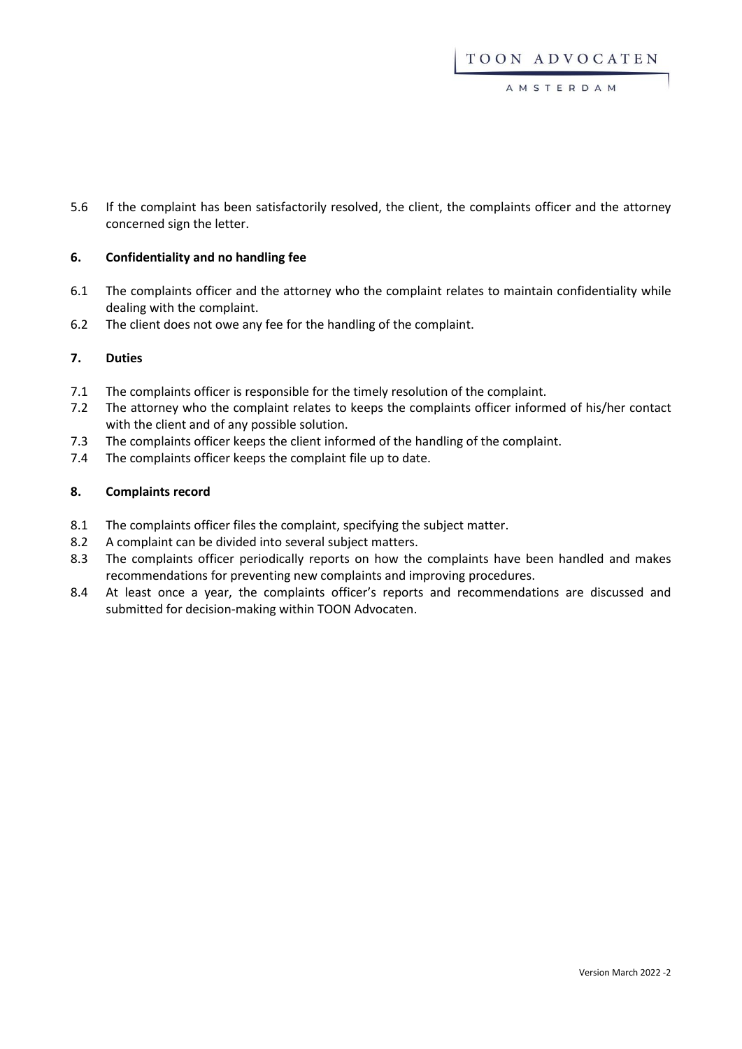5.6 If the complaint has been satisfactorily resolved, the client, the complaints officer and the attorney concerned sign the letter.

## 6. Confidentiality and no handling fee

6.1 The complaints officer and the attorney who the complaint relates to maintain confidentiality while dealing with the complaint.

6.2 The client does not owe any fee for the handling of the complaint.

## 7. Duties

7.1 The complaints officer is responsible for the timely resolution of the complaint.

7.2 The attorney who the complaint relates to keeps the complaints officer informed of his/her contact with the client and of any possible solution.

7.3 The complaints officer keeps the client informed of the handling of the complaint.

7.4 The complaints officer keeps the complaint file up to date.

## 8. Complaints record

8.1 The complaints officer files the complaint, specifying the subject matter.

8.2 A complaint can be divided into several subject matters.

8.3 The complaints officer periodically reports on how the complaints have been handled and makes recommendations for preventing new complaints and improving procedures.

8.4 At least once a year, the complaints officer's reports and recommendations are discussed and submitted for decision-making within TOON Advocaten.